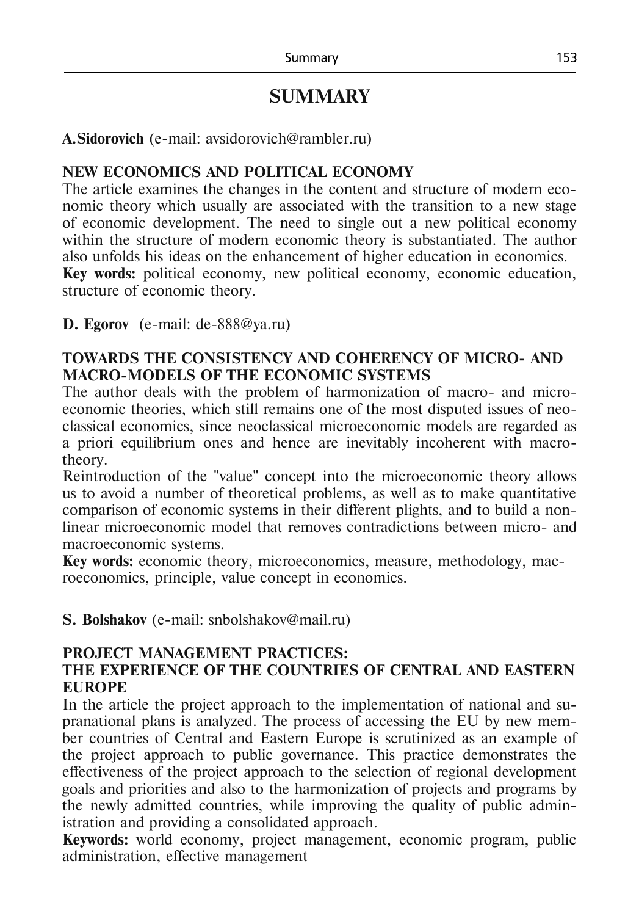# SUMMARY

**A.Sidorovich** (e-mail: avsidorovich@rambler.ru)

**NEW ECONOMICS AND POLITICAL ECONOMY**

The article examines the changes in the content and structure of modern economic theory which usually are associated with the transition to a new stage of economic development. The need to single out a new political economy within the structure of modern economic theory is substantiated. The author also unfolds his ideas on the enhancement of higher education in economics.

**Key words:** political economy, new political economy, economic education, structure of economic theory.

**D. Egorov** (e-mail: de-888@ya.ru)

**TOWARDS THE CONSISTENCY AND COHERENCY OF MICRO- AND MACRO-MODELS OF THE ECONOMIC SYSTEMS**

The author deals with the problem of harmonization of macro- and microeconomic theories, which still remains one of the most disputed issues of neoclassical economics, since neoclassical microeconomic models are regarded as a priori equilibrium ones and hence are inevitably incoherent with macrotheory.

Reintroduction of the "value" concept into the microeconomic theory allows us to avoid a number of theoretical problems, as well as to make quantitative comparison of economic systems in their different plights, and to build a nonlinear microeconomic model that removes contradictions between micro- and macroeconomic systems.

**Key words:** economic theory, microeconomics, measure, methodology, macroeconomics, principle, value concept in economics.

**S. Bolshakov** (e-mail: snbolshakov@mail.ru)

**PROJECT MANAGEMENT PRACTICES: THE EXPERIENCE OF THE COUNTRIES OF CENTRAL AND EASTERN EUROPE**

In the article the project approach to the implementation of national and supranational plans is analyzed. The process of accessing the EU by new member countries of Central and Eastern Europe is scrutinized as an example of the project approach to public governance. This practice demonstrates the effectiveness of the project approach to the selection of regional development goals and priorities and also to the harmonization of projects and programs by the newly admitted countries, while improving the quality of public administration and providing a consolidated approach.

**Keywords:** world economy, project management, economic program, public administration, effective management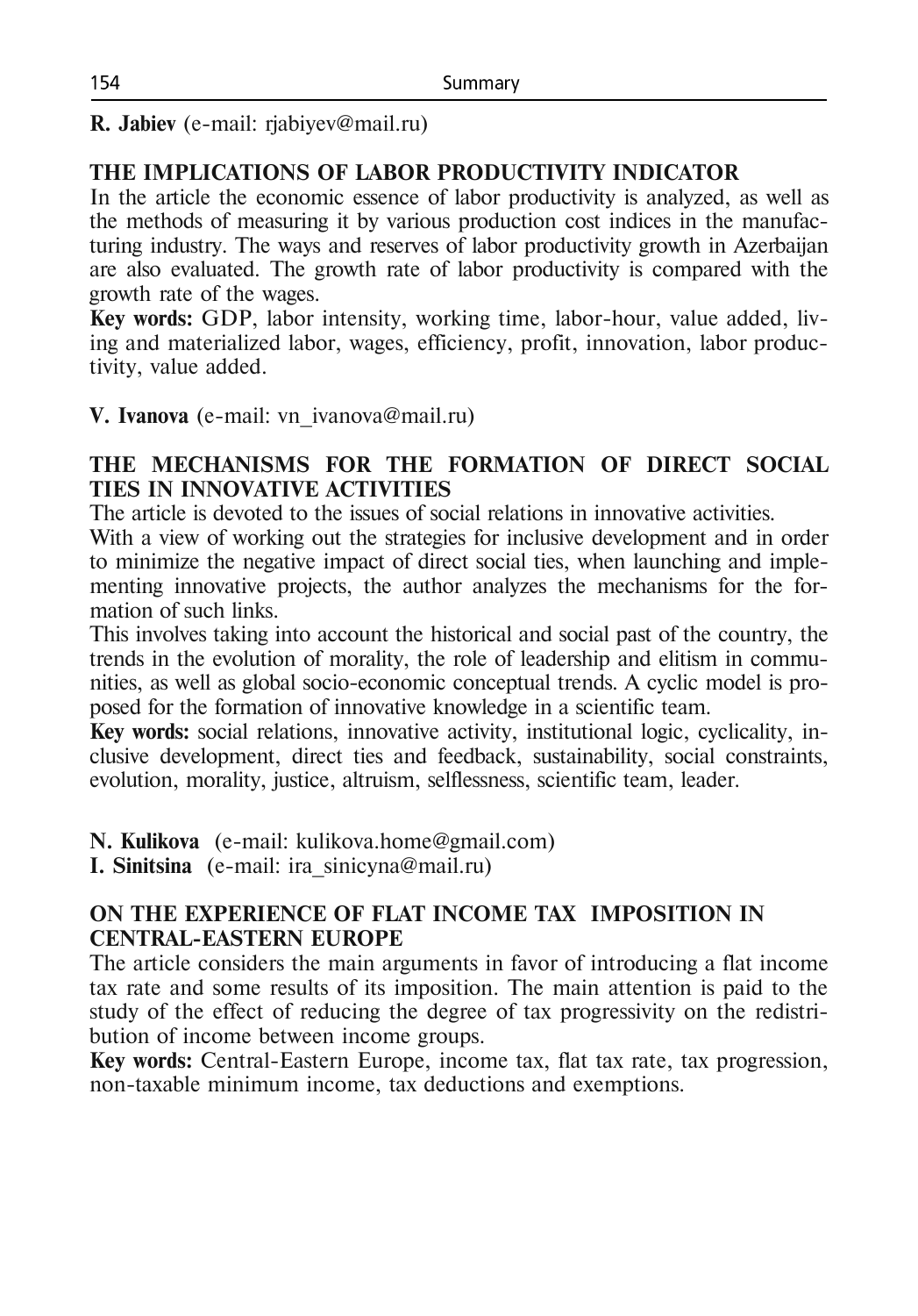**R. Jabiev** (e-mail: rjabiyev@mail.ru)

## THE IMPLICATIONS OF LABOR PRODUCTIVITY INDICATOR

In the article the economic essence of labor productivity is analyzed, as well as the methods of measuring it by various production cost indices in the manufacturing industry. The ways and reserves of labor productivity growth in Azerbaijan are also evaluated. The growth rate of labor productivity is compared with the growth rate of the wages.

**Key words:** GDP, labor intensity, working time, labor-hour, value added, living and materialized labor, wages, efficiency, profit, innovation, labor productivity, value added.

**V. Ivanova** (e-mail: vn_ivanova@mail.ru)

## THE MECHANISMS FOR THE FORMATION OF DIRECT SOCIAL TIES IN INNOVATIVE ACTIVITIES

The article is devoted to the issues of social relations in innovative activities.

With a view of working out the strategies for inclusive development and in order to minimize the negative impact of direct social ties, when launching and implementing innovative projects, the author analyzes the mechanisms for the formation of such links.

This involves taking into account the historical and social past of the country, the trends in the evolution of morality, the role of leadership and elitism in communities, as well as global socio-economic conceptual trends. A cyclic model is proposed for the formation of innovative knowledge in a scientific team.

**Key words:** social relations, innovative activity, institutional logic, cyclicality, inclusive development, direct ties and feedback, sustainability, social constraints, evolution, morality, justice, altruism, selflessness, scientific team, leader.

**N. Kulikova** (e-mail: kulikova.home@gmail.com)
**I. Sinitsina** (e-mail: ira_sinicyna@mail.ru)

## ON THE EXPERIENCE OF FLAT INCOME TAX IMPOSITION IN CENTRAL-EASTERN EUROPE

The article considers the main arguments in favor of introducing a flat income tax rate and some results of its imposition. The main attention is paid to the study of the effect of reducing the degree of tax progressivity on the redistribution of income between income groups.

**Key words:** Central-Eastern Europe, income tax, flat tax rate, tax progression, non-taxable minimum income, tax deductions and exemptions.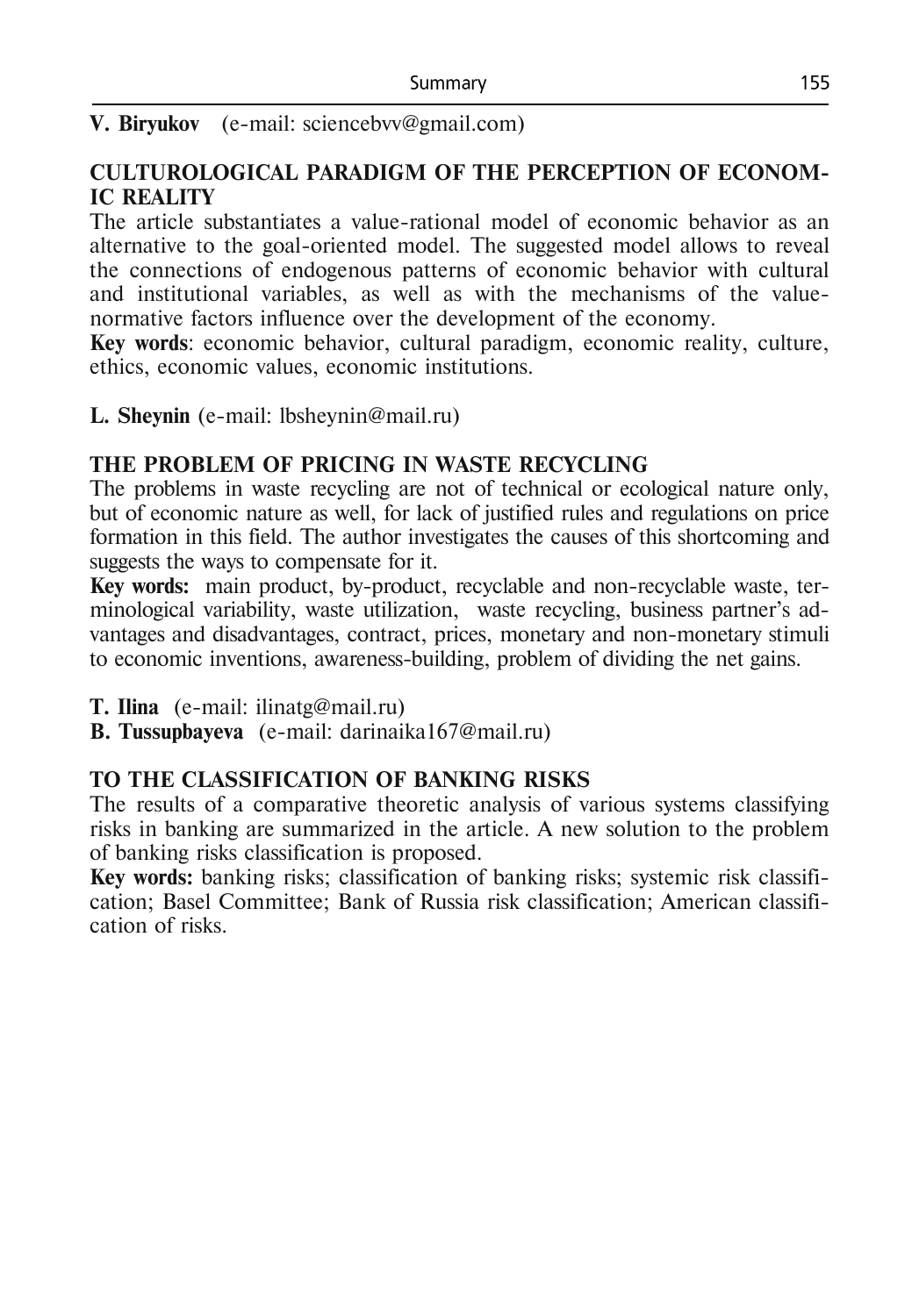**V. Biryukov** (e-mail: sciencebvv@gmail.com)

## CULTUROLOGICAL PARADIGM OF THE PERCEPTION OF ECONOMIC REALITY

The article substantiates a value-rational model of economic behavior as an alternative to the goal-oriented model. The suggested model allows to reveal the connections of endogenous patterns of economic behavior with cultural and institutional variables, as well as with the mechanisms of the value-normative factors influence over the development of the economy.

**Key words**: economic behavior, cultural paradigm, economic reality, culture, ethics, economic values, economic institutions.

**L. Sheynin** (e-mail: lbsheynin@mail.ru)

## THE PROBLEM OF PRICING IN WASTE RECYCLING

The problems in waste recycling are not of technical or ecological nature only, but of economic nature as well, for lack of justified rules and regulations on price formation in this field. The author investigates the causes of this shortcoming and suggests the ways to compensate for it.

**Key words:** main product, by-product, recyclable and non-recyclable waste, terminological variability, waste utilization, waste recycling, business partner's advantages and disadvantages, contract, prices, monetary and non-monetary stimuli to economic inventions, awareness-building, problem of dividing the net gains.

**T. Ilina** (e-mail: ilinatg@mail.ru)
**B. Tussupbayeva** (e-mail: darinaika167@mail.ru)

## TO THE CLASSIFICATION OF BANKING RISKS

The results of a comparative theoretic analysis of various systems classifying risks in banking are summarized in the article. A new solution to the problem of banking risks classification is proposed.

**Key words:** banking risks; classification of banking risks; systemic risk classification; Basel Committee; Bank of Russia risk classification; American classification of risks.